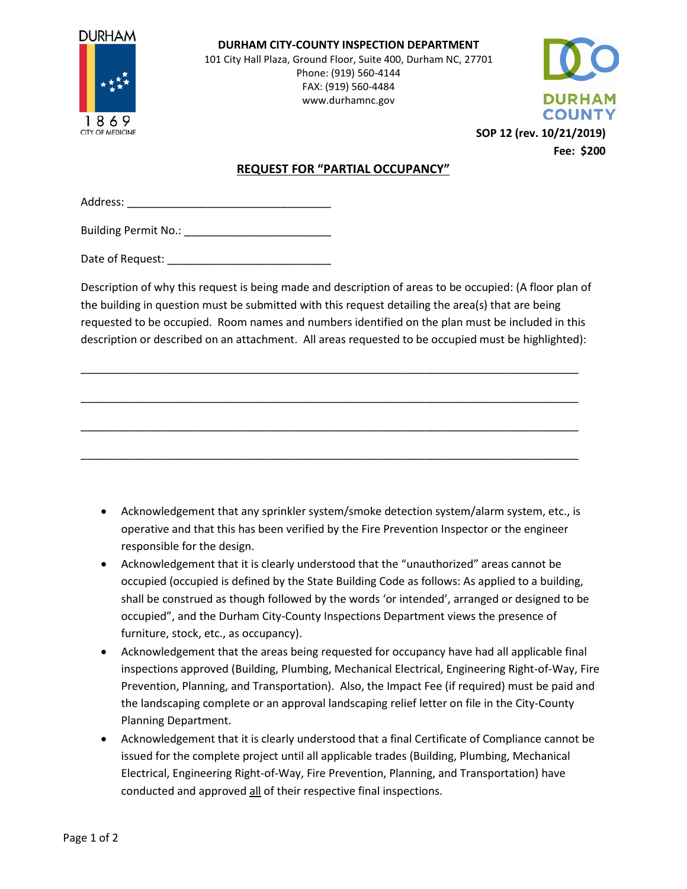**DURHAM CITY-COUNTY INSPECTION DEPARTMENT**
101 City Hall Plaza, Ground Floor, Suite 400, Durham NC, 27701
Phone: (919) 560-4144
FAX: (919) 560-4484
www.durhamnc.gov

DURHAM
1869
CITY OF MEDICINE

DURHAM COUNTY

**SOP 12 (rev. 10/21/2019)**
**Fee: $200**

# REQUEST FOR "PARTIAL OCCUPANCY"

Address: _________________________________

Building Permit No.: ________________________

Date of Request: ___________________________

Description of why this request is being made and description of areas to be occupied: (A floor plan of the building in question must be submitted with this request detailing the area(s) that are being requested to be occupied. Room names and numbers identified on the plan must be included in this description or described on an attachment. All areas requested to be occupied must be highlighted):

____________________________________________________________________________________

____________________________________________________________________________________

____________________________________________________________________________________

____________________________________________________________________________________

- Acknowledgement that any sprinkler system/smoke detection system/alarm system, etc., is operative and that this has been verified by the Fire Prevention Inspector or the engineer responsible for the design.
- Acknowledgement that it is clearly understood that the "unauthorized" areas cannot be occupied (occupied is defined by the State Building Code as follows: As applied to a building, shall be construed as though followed by the words 'or intended', arranged or designed to be occupied", and the Durham City-County Inspections Department views the presence of furniture, stock, etc., as occupancy).
- Acknowledgement that the areas being requested for occupancy have had all applicable final inspections approved (Building, Plumbing, Mechanical Electrical, Engineering Right-of-Way, Fire Prevention, Planning, and Transportation). Also, the Impact Fee (if required) must be paid and the landscaping complete or an approval landscaping relief letter on file in the City-County Planning Department.
- Acknowledgement that it is clearly understood that a final Certificate of Compliance cannot be issued for the complete project until all applicable trades (Building, Plumbing, Mechanical Electrical, Engineering Right-of-Way, Fire Prevention, Planning, and Transportation) have conducted and approved all of their respective final inspections.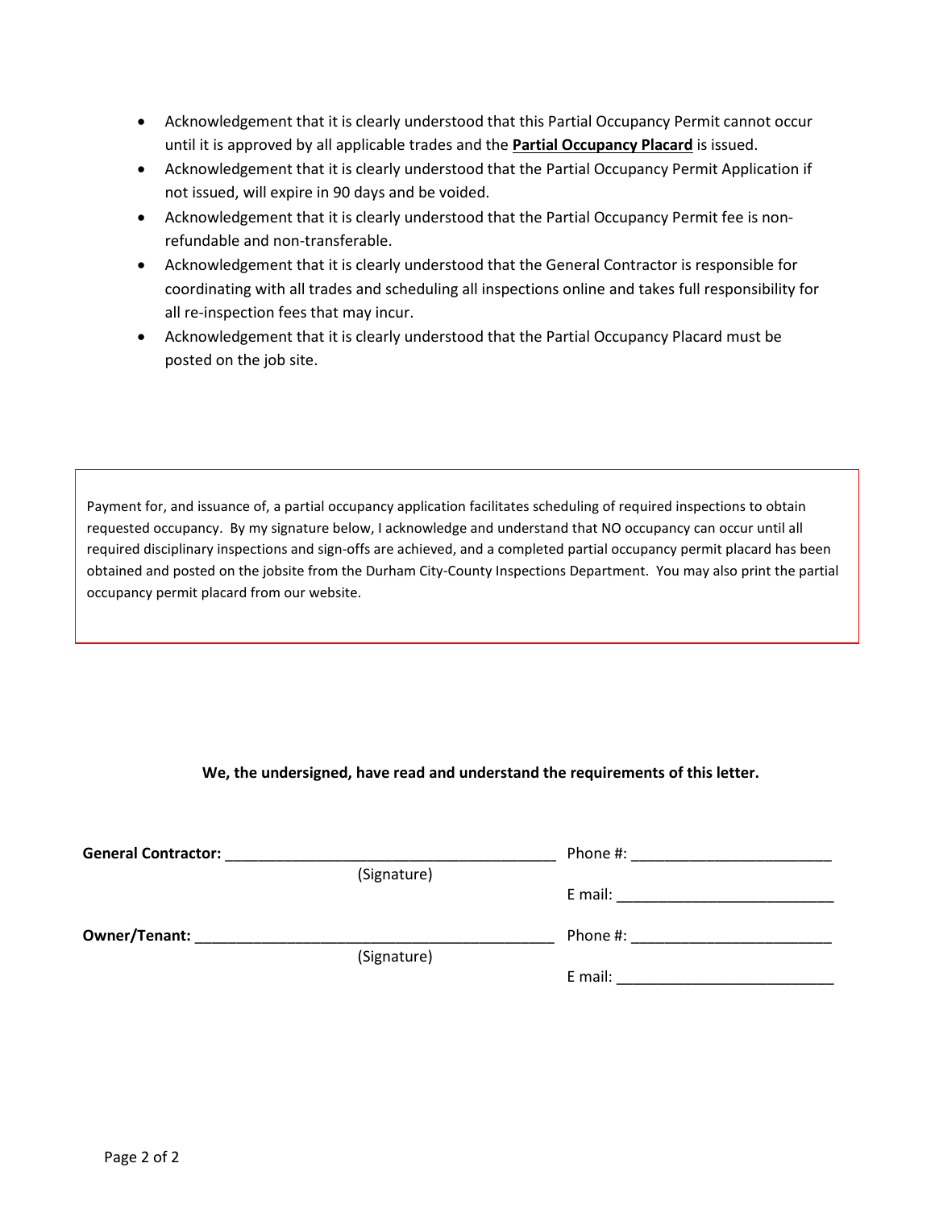- Acknowledgement that it is clearly understood that this Partial Occupancy Permit cannot occur until it is approved by all applicable trades and the **Partial Occupancy Placard** is issued.
- Acknowledgement that it is clearly understood that the Partial Occupancy Permit Application if not issued, will expire in 90 days and be voided.
- Acknowledgement that it is clearly understood that the Partial Occupancy Permit fee is non-refundable and non-transferable.
- Acknowledgement that it is clearly understood that the General Contractor is responsible for coordinating with all trades and scheduling all inspections online and takes full responsibility for all re-inspection fees that may incur.
- Acknowledgement that it is clearly understood that the Partial Occupancy Placard must be posted on the job site.

Payment for, and issuance of, a partial occupancy application facilitates scheduling of required inspections to obtain requested occupancy. By my signature below, I acknowledge and understand that NO occupancy can occur until all required disciplinary inspections and sign-offs are achieved, and a completed partial occupancy permit placard has been obtained and posted on the jobsite from the Durham City-County Inspections Department. You may also print the partial occupancy permit placard from our website.

**We, the undersigned, have read and understand the requirements of this letter.**

**General Contractor:** ________________________________________ Phone #: ________________________
(Signature)
E mail: __________________________

**Owner/Tenant:** ____________________________________________ Phone #: ________________________
(Signature)
E mail: __________________________